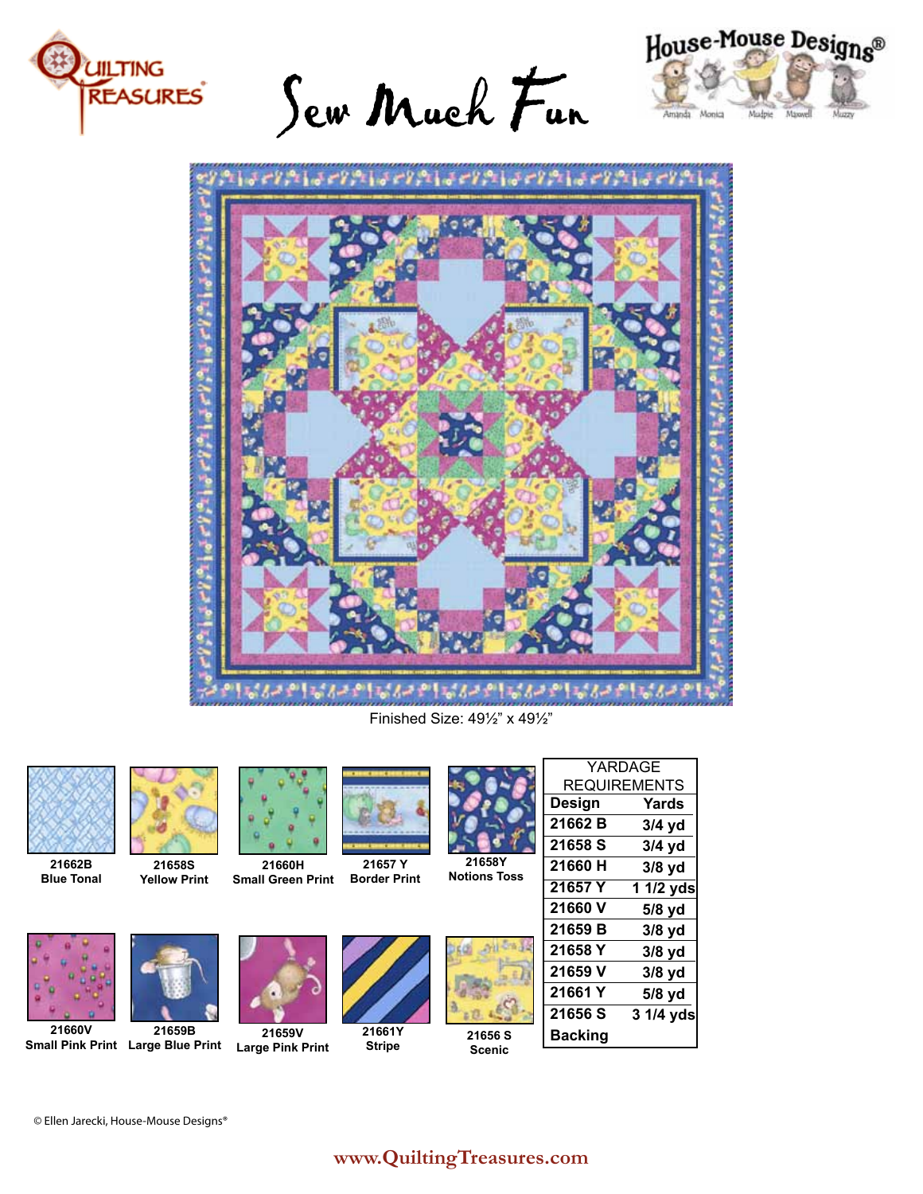Quilting Treasures

# Sew Much Fun

House-Mouse Designs®

Amanda Monica Mudpie Maxwell Muzzy

Finished Size: 49½" x 49½"

21662B
Blue Tonal

21658S
Yellow Print

21660H
Small Green Print

21657 Y
Border Print

21658Y
Notions Toss

21660V
Small Pink Print

21659B
Large Blue Print

21659V
Large Pink Print

21661Y
Stripe

21656 S
Scenic

| YARDAGE REQUIREMENTS | |
|---|---|
| **Design** | **Yards** |
| **21662 B** | **3/4 yd** |
| **21658 S** | **3/4 yd** |
| **21660 H** | **3/8 yd** |
| **21657 Y** | **1 1/2 yds** |
| **21660 V** | **5/8 yd** |
| **21659 B** | **3/8 yd** |
| **21658 Y** | **3/8 yd** |
| **21659 V** | **3/8 yd** |
| **21661 Y** | **5/8 yd** |
| **21656 S** | **3 1/4 yds** |
| **Backing** | |

© Ellen Jarecki, House-Mouse Designs®

www.QuiltingTreasures.com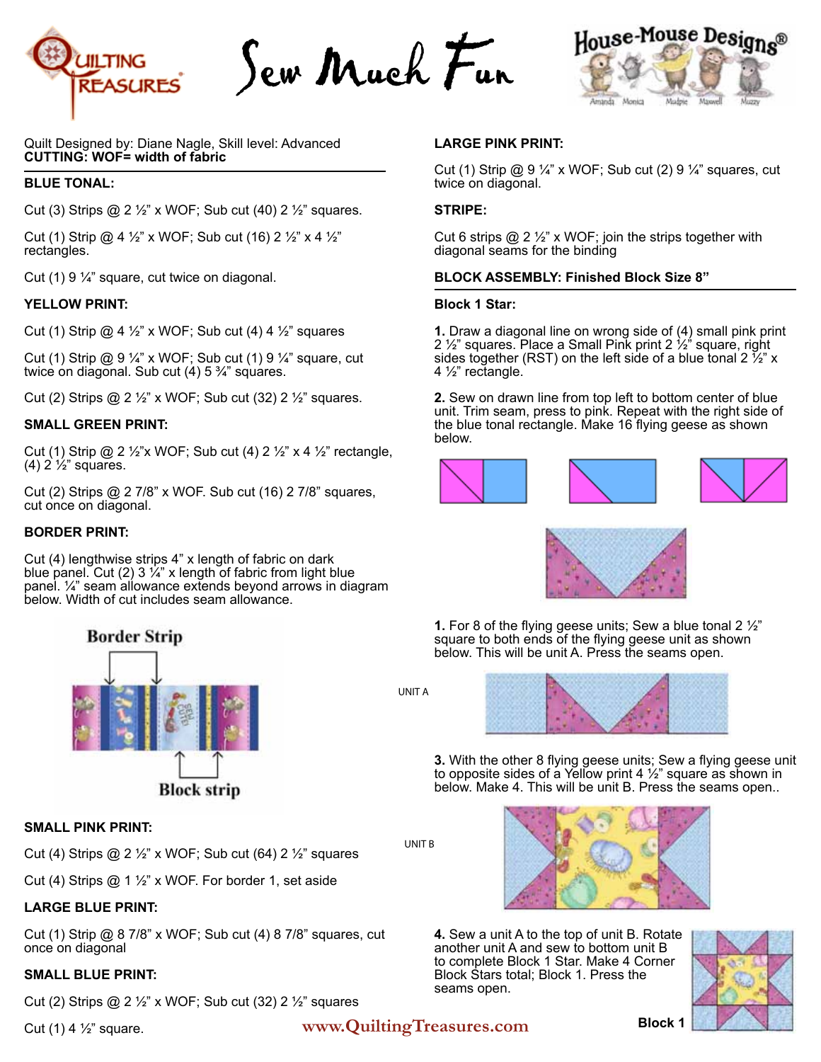Quilt Designed by: Diane Nagle, Skill level: Advanced
**CUTTING: WOF= width of fabric**

**BLUE TONAL:**

Cut (3) Strips @ 2 ½" x WOF; Sub cut (40) 2 ½" squares.

Cut (1) Strip @ 4 ½" x WOF; Sub cut (16) 2 ½" x 4 ½" rectangles.

Cut (1) 9 ¼" square, cut twice on diagonal.

**YELLOW PRINT:**

Cut (1) Strip @ 4 ½" x WOF; Sub cut (4) 4 ½" squares

Cut (1) Strip @ 9 ¼" x WOF; Sub cut (1) 9 ¼" square, cut twice on diagonal. Sub cut (4) 5 ¾" squares.

Cut (2) Strips @ 2 ½" x WOF; Sub cut (32) 2 ½" squares.

**SMALL GREEN PRINT:**

Cut (1) Strip @ 2 ½"x WOF; Sub cut (4) 2 ½" x 4 ½" rectangle, (4) 2 ½" squares.

Cut (2) Strips @ 2 7/8" x WOF. Sub cut (16) 2 7/8" squares, cut once on diagonal.

**BORDER PRINT:**

Cut (4) lengthwise strips 4" x length of fabric on dark blue panel. Cut (2) 3 ¼" x length of fabric from light blue panel. ¼" seam allowance extends beyond arrows in diagram below. Width of cut includes seam allowance.

Border Strip

Block strip

**SMALL PINK PRINT:**

Cut (4) Strips @ 2 ½" x WOF; Sub cut (64) 2 ½" squares

Cut (4) Strips @ 1 ½" x WOF. For border 1, set aside

**LARGE BLUE PRINT:**

Cut (1) Strip @ 8 7/8" x WOF; Sub cut (4) 8 7/8" squares, cut once on diagonal

**SMALL BLUE PRINT:**

Cut (2) Strips @ 2 ½" x WOF; Sub cut (32) 2 ½" squares

Cut (1) 4 ½" square.

**LARGE PINK PRINT:**

Cut (1) Strip @ 9 ¼" x WOF; Sub cut (2) 9 ¼" squares, cut twice on diagonal.

**STRIPE:**

Cut 6 strips @ 2 ½" x WOF; join the strips together with diagonal seams for the binding

**BLOCK ASSEMBLY: Finished Block Size 8"**

**Block 1 Star:**

**1.** Draw a diagonal line on wrong side of (4) small pink print 2 ½" squares. Place a Small Pink print 2 ½" square, right sides together (RST) on the left side of a blue tonal 2 ½" x 4 ½" rectangle.

**2.** Sew on drawn line from top left to bottom center of blue unit. Trim seam, press to pink. Repeat with the right side of the blue tonal rectangle. Make 16 flying geese as shown below.

**1.** For 8 of the flying geese units; Sew a blue tonal 2 ½" square to both ends of the flying geese unit as shown below. This will be unit A. Press the seams open.

UNIT A

**3.** With the other 8 flying geese units; Sew a flying geese unit to opposite sides of a Yellow print 4 ½" square as shown in below. Make 4. This will be unit B. Press the seams open..

UNIT B

**4.** Sew a unit A to the top of unit B. Rotate another unit A and sew to bottom unit B to complete Block 1 Star. Make 4 Corner Block Stars total; Block 1. Press the seams open.

**Block 1**

www.QuiltingTreasures.com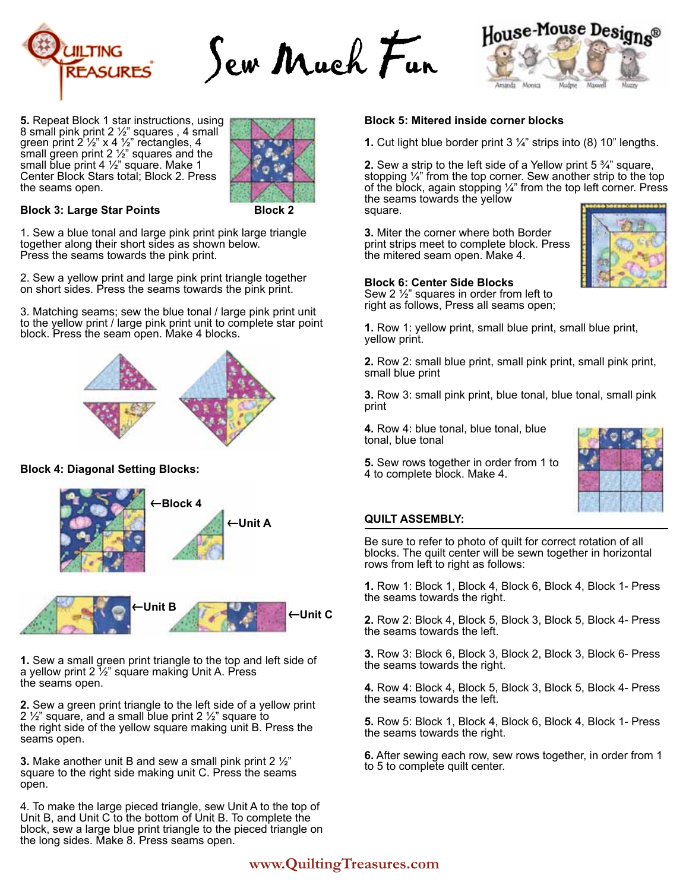**5.** Repeat Block 1 star instructions, using 8 small pink print 2 ½" squares , 4 small green print 2 ½" x 4 ½" rectangles, 4 small green print 2 ½" squares and the small blue print 4 ½" square. Make 1 Center Block Stars total; Block 2. Press the seams open.

Block 2

**Block 3: Large Star Points**

1. Sew a blue tonal and large pink print pink large triangle together along their short sides as shown below. Press the seams towards the pink print.

2. Sew a yellow print and large pink print triangle together on short sides. Press the seams towards the pink print.

3. Matching seams; sew the blue tonal / large pink print unit to the yellow print / large pink print unit to complete star point block. Press the seam open. Make 4 blocks.

**Block 4: Diagonal Setting Blocks:**

←Block 4

←Unit A

←Unit B

←Unit C

**1.** Sew a small green print triangle to the top and left side of a yellow print 2 ½" square making Unit A. Press the seams open.

**2.** Sew a green print triangle to the left side of a yellow print 2 ½" square, and a small blue print 2 ½" square to the right side of the yellow square making unit B. Press the seams open.

**3.** Make another unit B and sew a small pink print 2 ½" square to the right side making unit C. Press the seams open.

4. To make the large pieced triangle, sew Unit A to the top of Unit B, and Unit C to the bottom of Unit B. To complete the block, sew a large blue print triangle to the pieced triangle on the long sides. Make 8. Press seams open.

**Block 5: Mitered inside corner blocks**

**1.** Cut light blue border print 3 ¼" strips into (8) 10" lengths.

**2.** Sew a strip to the left side of a Yellow print 5 ¾" square, stopping ¼" from the top corner. Sew another strip to the top of the block, again stopping ¼" from the top left corner. Press the seams towards the yellow square.

**3.** Miter the corner where both Border print strips meet to complete block. Press the mitered seam open. Make 4.

**Block 6: Center Side Blocks**

Sew 2 ½" squares in order from left to right as follows, Press all seams open;

**1.** Row 1: yellow print, small blue print, small blue print, yellow print.

**2.** Row 2: small blue print, small pink print, small pink print, small blue print

**3.** Row 3: small pink print, blue tonal, blue tonal, small pink print

**4.** Row 4: blue tonal, blue tonal, blue tonal, blue tonal

**5.** Sew rows together in order from 1 to 4 to complete block. Make 4.

**QUILT ASSEMBLY:**

Be sure to refer to photo of quilt for correct rotation of all blocks. The quilt center will be sewn together in horizontal rows from left to right as follows:

**1.** Row 1: Block 1, Block 4, Block 6, Block 4, Block 1- Press the seams towards the right.

**2.** Row 2: Block 4, Block 5, Block 3, Block 5, Block 4- Press the seams towards the left.

**3.** Row 3: Block 6, Block 3, Block 2, Block 3, Block 6- Press the seams towards the right.

**4.** Row 4: Block 4, Block 5, Block 3, Block 5, Block 4- Press the seams towards the left.

**5.** Row 5: Block 1, Block 4, Block 6, Block 4, Block 1- Press the seams towards the right.

**6.** After sewing each row, sew rows together, in order from 1 to 5 to complete quilt center.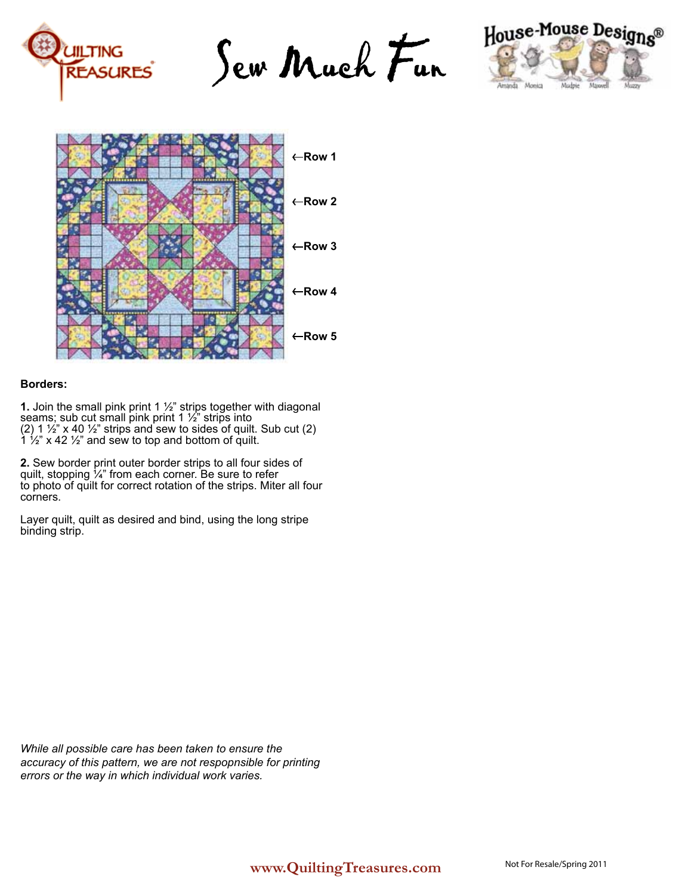Sew Much Fun

←Row 1

←Row 2

←Row 3

←Row 4

←Row 5

**Borders:**

**1.** Join the small pink print 1 ½" strips together with diagonal seams; sub cut small pink print 1 ½" strips into (2) 1 ½" x 40 ½" strips and sew to sides of quilt. Sub cut (2) 1 ½" x 42 ½" and sew to top and bottom of quilt.

**2.** Sew border print outer border strips to all four sides of quilt, stopping ¼" from each corner. Be sure to refer to photo of quilt for correct rotation of the strips. Miter all four corners.

Layer quilt, quilt as desired and bind, using the long stripe binding strip.

*While all possible care has been taken to ensure the accuracy of this pattern, we are not respopnsible for printing errors or the way in which individual work varies.*

www.QuiltingTreasures.com

Not For Resale/Spring 2011